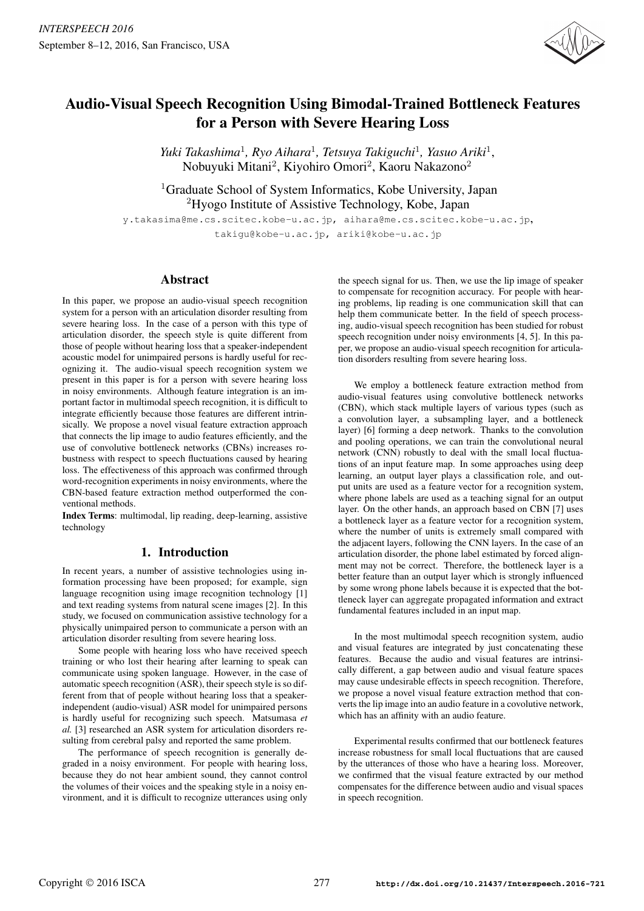# Audio-Visual Speech Recognition Using Bimodal-Trained Bottleneck Features for a Person with Severe Hearing Loss

*Yuki Takashima*[1], *Ryo Aihara*[1], *Tetsuya Takiguchi*[1], *Yasuo Ariki*[1], Nobuyuki Mitani[2], Kiyohiro Omori[2], Kaoru Nakazono[2]

[1]Graduate School of System Informatics, Kobe University, Japan
[2]Hyogo Institute of Assistive Technology, Kobe, Japan

y.takasima@me.cs.scitec.kobe-u.ac.jp, aihara@me.cs.scitec.kobe-u.ac.jp, takigu@kobe-u.ac.jp, ariki@kobe-u.ac.jp

## Abstract

In this paper, we propose an audio-visual speech recognition system for a person with an articulation disorder resulting from severe hearing loss. In the case of a person with this type of articulation disorder, the speech style is quite different from those of people without hearing loss that a speaker-independent acoustic model for unimpaired persons is hardly useful for recognizing it. The audio-visual speech recognition system we present in this paper is for a person with severe hearing loss in noisy environments. Although feature integration is an important factor in multimodal speech recognition, it is difficult to integrate efficiently because those features are different intrinsically. We propose a novel visual feature extraction approach that connects the lip image to audio features efficiently, and the use of convolutive bottleneck networks (CBNs) increases robustness with respect to speech fluctuations caused by hearing loss. The effectiveness of this approach was confirmed through word-recognition experiments in noisy environments, where the CBN-based feature extraction method outperformed the conventional methods.

**Index Terms**: multimodal, lip reading, deep-learning, assistive technology

## 1. Introduction

In recent years, a number of assistive technologies using information processing have been proposed; for example, sign language recognition using image recognition technology [1] and text reading systems from natural scene images [2]. In this study, we focused on communication assistive technology for a physically unimpaired person to communicate a person with an articulation disorder resulting from severe hearing loss.

Some people with hearing loss who have received speech training or who lost their hearing after learning to speak can communicate using spoken language. However, in the case of automatic speech recognition (ASR), their speech style is so different from that of people without hearing loss that a speaker-independent (audio-visual) ASR model for unimpaired persons is hardly useful for recognizing such speech. Matsumasa *et al.* [3] researched an ASR system for articulation disorders resulting from cerebral palsy and reported the same problem.

The performance of speech recognition is generally degraded in a noisy environment. For people with hearing loss, because they do not hear ambient sound, they cannot control the volumes of their voices and the speaking style in a noisy environment, and it is difficult to recognize utterances using only the speech signal for us. Then, we use the lip image of speaker to compensate for recognition accuracy. For people with hearing problems, lip reading is one communication skill that can help them communicate better. In the field of speech processing, audio-visual speech recognition has been studied for robust speech recognition under noisy environments [4, 5]. In this paper, we propose an audio-visual speech recognition for articulation disorders resulting from severe hearing loss.

We employ a bottleneck feature extraction method from audio-visual features using convolutive bottleneck networks (CBN), which stack multiple layers of various types (such as a convolution layer, a subsampling layer, and a bottleneck layer) [6] forming a deep network. Thanks to the convolution and pooling operations, we can train the convolutional neural network (CNN) robustly to deal with the small local fluctuations of an input feature map. In some approaches using deep learning, an output layer plays a classification role, and output units are used as a feature vector for a recognition system, where phone labels are used as a teaching signal for an output layer. On the other hands, an approach based on CBN [7] uses a bottleneck layer as a feature vector for a recognition system, where the number of units is extremely small compared with the adjacent layers, following the CNN layers. In the case of an articulation disorder, the phone label estimated by forced alignment may not be correct. Therefore, the bottleneck layer is a better feature than an output layer which is strongly influenced by some wrong phone labels because it is expected that the bottleneck layer can aggregate propagated information and extract fundamental features included in an input map.

In the most multimodal speech recognition system, audio and visual features are integrated by just concatenating these features. Because the audio and visual features are intrinsically different, a gap between audio and visual feature spaces may cause undesirable effects in speech recognition. Therefore, we propose a novel visual feature extraction method that converts the lip image into an audio feature in a covolutive network, which has an affinity with an audio feature.

Experimental results confirmed that our bottleneck features increase robustness for small local fluctuations that are caused by the utterances of those who have a hearing loss. Moreover, we confirmed that the visual feature extracted by our method compensates for the difference between audio and visual spaces in speech recognition.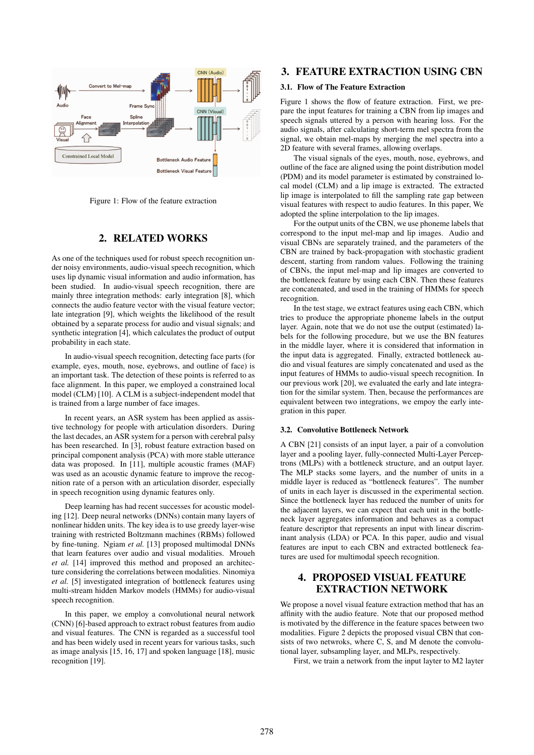Figure 1: Flow of the feature extraction

## 2. RELATED WORKS

As one of the techniques used for robust speech recognition under noisy environments, audio-visual speech recognition, which uses lip dynamic visual information and audio information, has been studied. In audio-visual speech recognition, there are mainly three integration methods: early integration [8], which connects the audio feature vector with the visual feature vector; late integration [9], which weights the likelihood of the result obtained by a separate process for audio and visual signals; and synthetic integration [4], which calculates the product of output probability in each state.

In audio-visual speech recognition, detecting face parts (for example, eyes, mouth, nose, eyebrows, and outline of face) is an important task. The detection of these points is referred to as face alignment. In this paper, we employed a constrained local model (CLM) [10]. A CLM is a subject-independent model that is trained from a large number of face images.

In recent years, an ASR system has been applied as assistive technology for people with articulation disorders. During the last decades, an ASR system for a person with cerebral palsy has been researched. In [3], robust feature extraction based on principal component analysis (PCA) with more stable utterance data was proposed. In [11], multiple acoustic frames (MAF) was used as an acoustic dynamic feature to improve the recognition rate of a person with an articulation disorder, especially in speech recognition using dynamic features only.

Deep learning has had recent successes for acoustic modeling [12]. Deep neural networks (DNNs) contain many layers of nonlinear hidden units. The key idea is to use greedy layer-wise training with restricted Boltzmann machines (RBMs) followed by fine-tuning. Ngiam *et al.* [13] proposed multimodal DNNs that learn features over audio and visual modalities. Mroueh *et al.* [14] improved this method and proposed an architecture considering the correlations between modalities. Ninomiya *et al.* [5] investigated integration of bottleneck features using multi-stream hidden Markov models (HMMs) for audio-visual speech recognition.

In this paper, we employ a convolutional neural network (CNN) [6]-based approach to extract robust features from audio and visual features. The CNN is regarded as a successful tool and has been widely used in recent years for various tasks, such as image analysis [15, 16, 17] and spoken language [18], music recognition [19].

## 3. FEATURE EXTRACTION USING CBN

### 3.1. Flow of The Feature Extraction

Figure 1 shows the flow of feature extraction. First, we prepare the input features for training a CBN from lip images and speech signals uttered by a person with hearing loss. For the audio signals, after calculating short-term mel spectra from the signal, we obtain mel-maps by merging the mel spectra into a 2D feature with several frames, allowing overlaps.

The visual signals of the eyes, mouth, nose, eyebrows, and outline of the face are aligned using the point distribution model (PDM) and its model parameter is estimated by constrained local model (CLM) and a lip image is extracted. The extracted lip image is interpolated to fill the sampling rate gap between visual features with respect to audio features. In this paper, We adopted the spline interpolation to the lip images.

For the output units of the CBN, we use phoneme labels that correspond to the input mel-map and lip images. Audio and visual CBNs are separately trained, and the parameters of the CBN are trained by back-propagation with stochastic gradient descent, starting from random values. Following the training of CBNs, the input mel-map and lip images are converted to the bottleneck feature by using each CBN. Then these features are concatenated, and used in the training of HMMs for speech recognition.

In the test stage, we extract features using each CBN, which tries to produce the appropriate phoneme labels in the output layer. Again, note that we do not use the output (estimated) labels for the following procedure, but we use the BN features in the middle layer, where it is considered that information in the input data is aggregated. Finally, extracted bottleneck audio and visual features are simply concatenated and used as the input features of HMMs to audio-visual speech recognition. In our previous work [20], we evaluated the early and late integration for the similar system. Then, because the performances are equivalent between two integrations, we empoy the early integration in this paper.

### 3.2. Convolutive Bottleneck Network

A CBN [21] consists of an input layer, a pair of a convolution layer and a pooling layer, fully-connected Multi-Layer Perceptrons (MLPs) with a bottleneck structure, and an output layer. The MLP stacks some layers, and the number of units in a middle layer is reduced as "bottleneck features". The number of units in each layer is discussed in the experimental section. Since the bottleneck layer has reduced the number of units for the adjacent layers, we can expect that each unit in the bottleneck layer aggregates information and behaves as a compact feature descriptor that represents an input with linear discriminant analysis (LDA) or PCA. In this paper, audio and visual features are input to each CBN and extracted bottleneck features are used for multimodal speech recognition.

## 4. PROPOSED VISUAL FEATURE EXTRACTION NETWORK

We propose a novel visual feature extraction method that has an affinity with the audio feature. Note that our proposed method is motivated by the difference in the feature spaces between two modalities. Figure 2 depicts the proposed visual CBN that consists of two netwroks, where C, S, and M denote the convolutional layer, subsampling layer, and MLPs, respectively.

First, we train a network from the input layter to M2 layter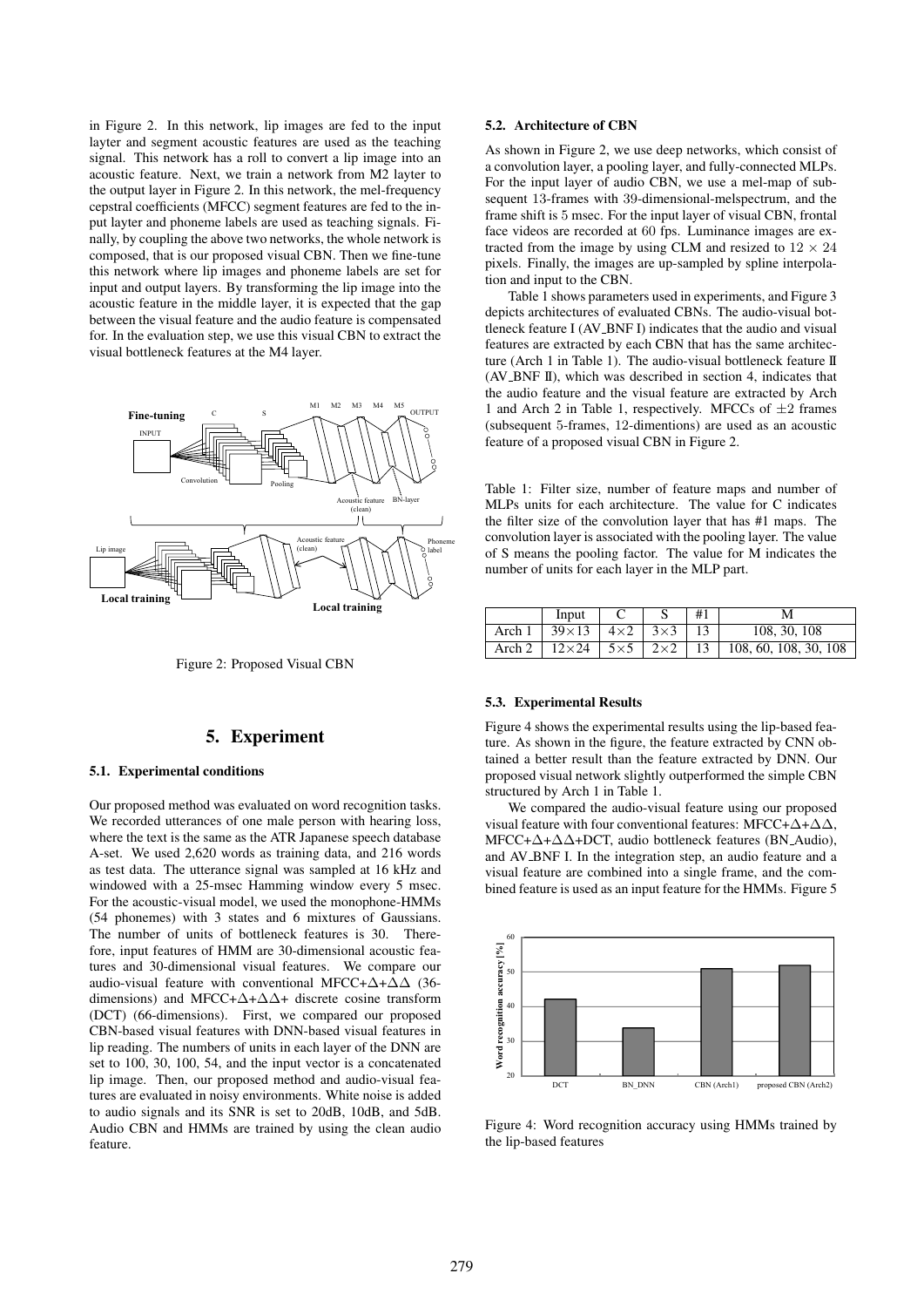in Figure 2. In this network, lip images are fed to the input layter and segment acoustic features are used as the teaching signal. This network has a roll to convert a lip image into an acoustic feature. Next, we train a network from M2 layter to the output layer in Figure 2. In this network, the mel-frequency cepstral coefficients (MFCC) segment features are fed to the input layter and phoneme labels are used as teaching signals. Finally, by coupling the above two networks, the whole network is composed, that is our proposed visual CBN. Then we fine-tune this network where lip images and phoneme labels are set for input and output layers. By transforming the lip image into the acoustic feature in the middle layer, it is expected that the gap between the visual feature and the audio feature is compensated for. In the evaluation step, we use this visual CBN to extract the visual bottleneck features at the M4 layer.

Figure 2: Proposed Visual CBN

# 5. Experiment

## 5.1. Experimental conditions

Our proposed method was evaluated on word recognition tasks. We recorded utterances of one male person with hearing loss, where the text is the same as the ATR Japanese speech database A-set. We used 2,620 words as training data, and 216 words as test data. The utterance signal was sampled at 16 kHz and windowed with a 25-msec Hamming window every 5 msec. For the acoustic-visual model, we used the monophone-HMMs (54 phonemes) with 3 states and 6 mixtures of Gaussians. The number of units of bottleneck features is 30. Therefore, input features of HMM are 30-dimensional acoustic features and 30-dimensional visual features. We compare our audio-visual feature with conventional MFCC+$\Delta$+$\Delta\Delta$ (36-dimensions) and MFCC+$\Delta$+$\Delta\Delta$+ discrete cosine transform (DCT) (66-dimensions). First, we compared our proposed CBN-based visual features with DNN-based visual features in lip reading. The numbers of units in each layer of the DNN are set to 100, 30, 100, 54, and the input vector is a concatenated lip image. Then, our proposed method and audio-visual features are evaluated in noisy environments. White noise is added to audio signals and its SNR is set to 20dB, 10dB, and 5dB. Audio CBN and HMMs are trained by using the clean audio feature.

## 5.2. Architecture of CBN

As shown in Figure 2, we use deep networks, which consist of a convolution layer, a pooling layer, and fully-connected MLPs. For the input layer of audio CBN, we use a mel-map of subsequent 13-frames with 39-dimensional-melspectrum, and the frame shift is 5 msec. For the input layer of visual CBN, frontal face videos are recorded at 60 fps. Luminance images are extracted from the image by using CLM and resized to $12 \times 24$ pixels. Finally, the images are up-sampled by spline interpolation and input to the CBN.

Table 1 shows parameters used in experiments, and Figure 3 depicts architectures of evaluated CBNs. The audio-visual bottleneck feature I (AV_BNF I) indicates that the audio and visual features are extracted by each CBN that has the same architecture (Arch 1 in Table 1). The audio-visual bottleneck feature II (AV_BNF II), which was described in section 4, indicates that the audio feature and the visual feature are extracted by Arch 1 and Arch 2 in Table 1, respectively. MFCCs of $\pm 2$ frames (subsequent 5-frames, 12-dimentions) are used as an acoustic feature of a proposed visual CBN in Figure 2.

Table 1: Filter size, number of feature maps and number of MLPs units for each architecture. The value for C indicates the filter size of the convolution layer that has #1 maps. The convolution layer is associated with the pooling layer. The value of S means the pooling factor. The value for M indicates the number of units for each layer in the MLP part.

| | Input | C | S | #1 | M |
|---|---|---|---|---|---|
| Arch 1 | $39\times13$ | $4\times2$ | $3\times3$ | 13 | 108, 30, 108 |
| Arch 2 | $12\times24$ | $5\times5$ | $2\times2$ | 13 | 108, 60, 108, 30, 108 |

## 5.3. Experimental Results

Figure 4 shows the experimental results using the lip-based feature. As shown in the figure, the feature extracted by CNN obtained a better result than the feature extracted by DNN. Our proposed visual network slightly outperformed the simple CBN structured by Arch 1 in Table 1.

We compared the audio-visual feature using our proposed visual feature with four conventional features: MFCC+$\Delta$+$\Delta\Delta$, MFCC+$\Delta$+$\Delta\Delta$+DCT, audio bottleneck features (BN_Audio), and AV_BNF I. In the integration step, an audio feature and a visual feature are combined into a single frame, and the combined feature is used as an input feature for the HMMs. Figure 5

Figure 4: Word recognition accuracy using HMMs trained by the lip-based features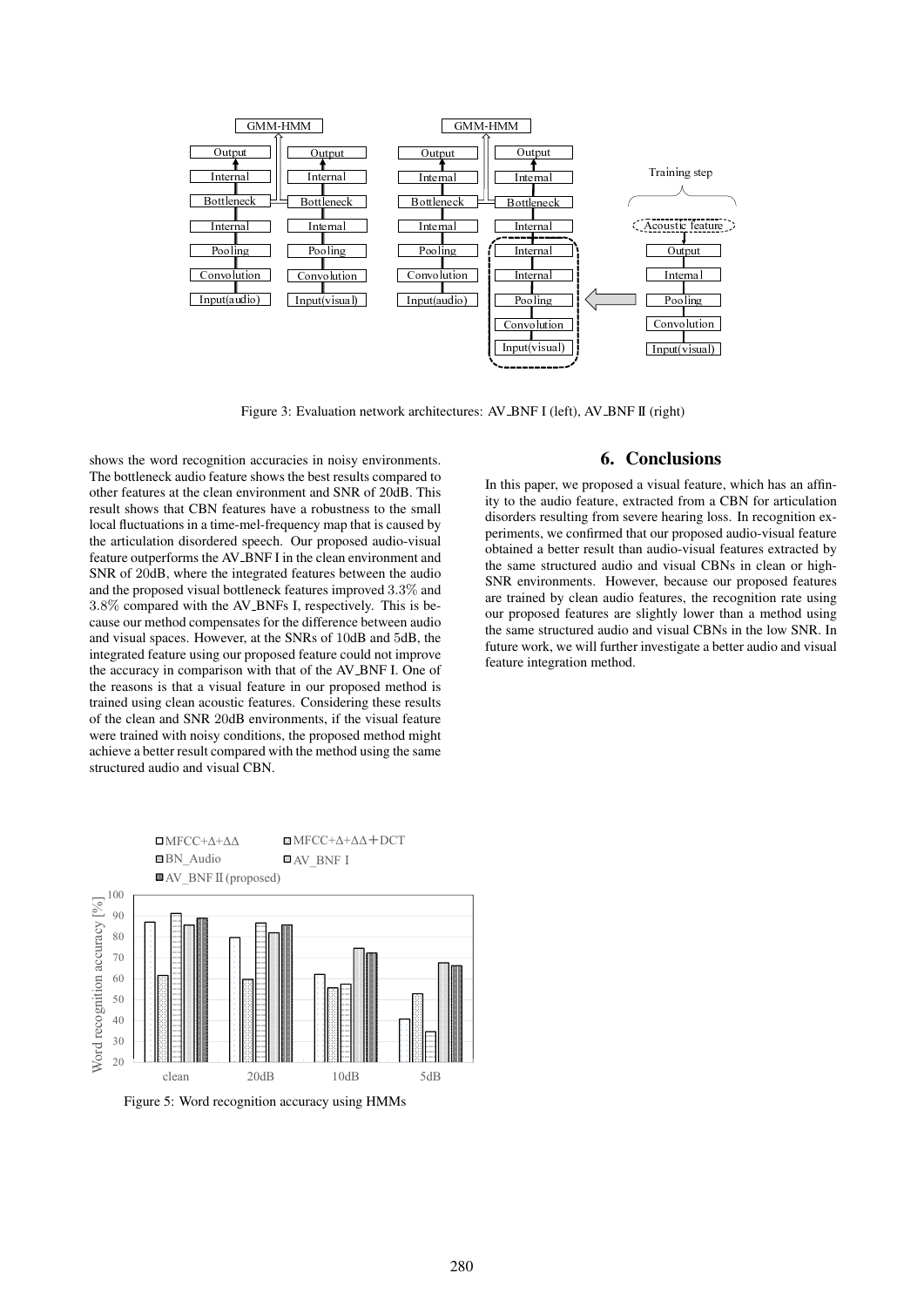Figure 3: Evaluation network architectures: AV_BNF I (left), AV_BNF II (right)

shows the word recognition accuracies in noisy environments. The bottleneck audio feature shows the best results compared to other features at the clean environment and SNR of 20dB. This result shows that CBN features have a robustness to the small local fluctuations in a time-mel-frequency map that is caused by the articulation disordered speech. Our proposed audio-visual feature outperforms the AV_BNF I in the clean environment and SNR of 20dB, where the integrated features between the audio and the proposed visual bottleneck features improved 3.3% and 3.8% compared with the AV_BNFs I, respectively. This is because our method compensates for the difference between audio and visual spaces. However, at the SNRs of 10dB and 5dB, the integrated feature using our proposed feature could not improve the accuracy in comparison with that of the AV_BNF I. One of the reasons is that a visual feature in our proposed method is trained using clean acoustic features. Considering these results of the clean and SNR 20dB environments, if the visual feature were trained with noisy conditions, the proposed method might achieve a better result compared with the method using the same structured audio and visual CBN.

Figure 5: Word recognition accuracy using HMMs

## 6. Conclusions

In this paper, we proposed a visual feature, which has an affinity to the audio feature, extracted from a CBN for articulation disorders resulting from severe hearing loss. In recognition experiments, we confirmed that our proposed audio-visual feature obtained a better result than audio-visual features extracted by the same structured audio and visual CBNs in clean or high-SNR environments. However, because our proposed features are trained by clean audio features, the recognition rate using our proposed features are slightly lower than a method using the same structured audio and visual CBNs in the low SNR. In future work, we will further investigate a better audio and visual feature integration method.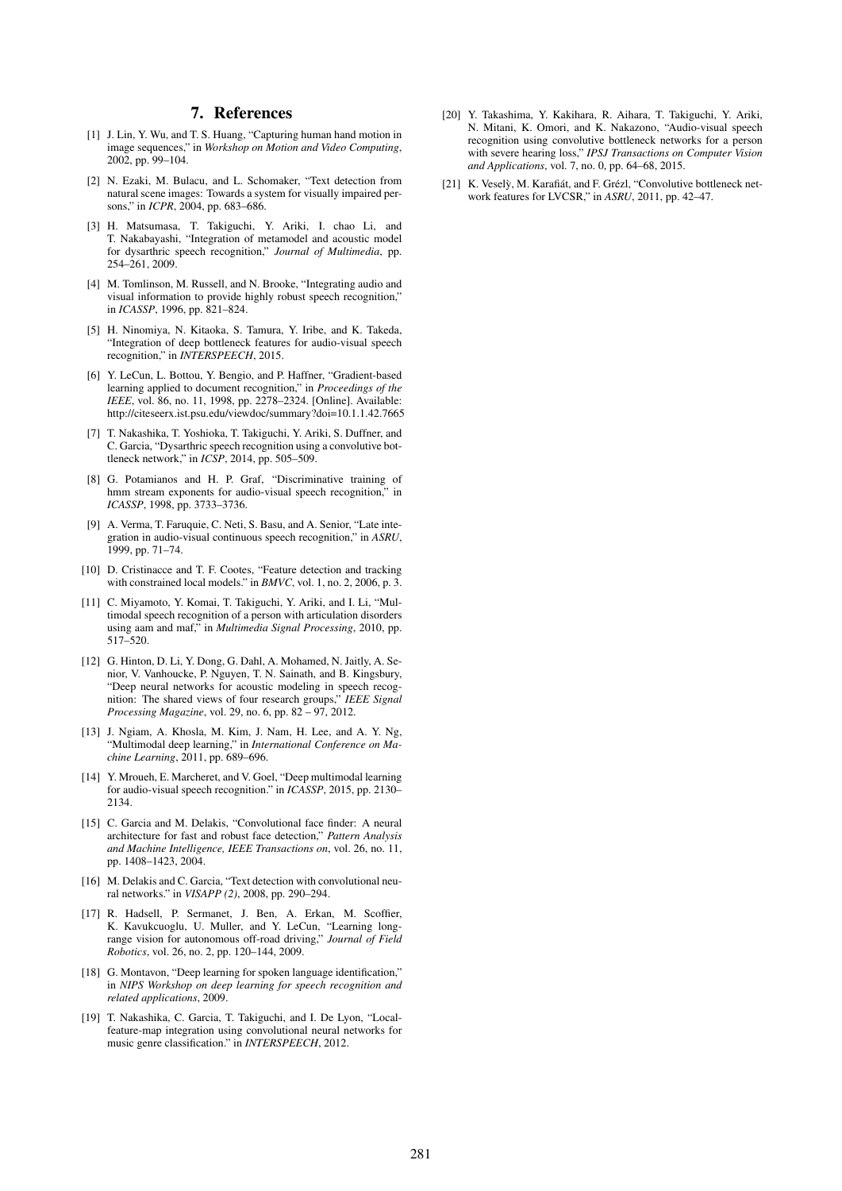## 7. References

[1] J. Lin, Y. Wu, and T. S. Huang, "Capturing human hand motion in image sequences," in *Workshop on Motion and Video Computing*, 2002, pp. 99–104.

[2] N. Ezaki, M. Bulacu, and L. Schomaker, "Text detection from natural scene images: Towards a system for visually impaired persons," in *ICPR*, 2004, pp. 683–686.

[3] H. Matsumasa, T. Takiguchi, Y. Ariki, I. chao Li, and T. Nakabayashi, "Integration of metamodel and acoustic model for dysarthric speech recognition," *Journal of Multimedia*, pp. 254–261, 2009.

[4] M. Tomlinson, M. Russell, and N. Brooke, "Integrating audio and visual information to provide highly robust speech recognition," in *ICASSP*, 1996, pp. 821–824.

[5] H. Ninomiya, N. Kitaoka, S. Tamura, Y. Iribe, and K. Takeda, "Integration of deep bottleneck features for audio-visual speech recognition," in *INTERSPEECH*, 2015.

[6] Y. LeCun, L. Bottou, Y. Bengio, and P. Haffner, "Gradient-based learning applied to document recognition," in *Proceedings of the IEEE*, vol. 86, no. 11, 1998, pp. 2278–2324. [Online]. Available: http://citeseerx.ist.psu.edu/viewdoc/summary?doi=10.1.1.42.7665

[7] T. Nakashika, T. Yoshioka, T. Takiguchi, Y. Ariki, S. Duffner, and C. Garcia, "Dysarthric speech recognition using a convolutive bottleneck network," in *ICSP*, 2014, pp. 505–509.

[8] G. Potamianos and H. P. Graf, "Discriminative training of hmm stream exponents for audio-visual speech recognition," in *ICASSP*, 1998, pp. 3733–3736.

[9] A. Verma, T. Faruquie, C. Neti, S. Basu, and A. Senior, "Late integration in audio-visual continuous speech recognition," in *ASRU*, 1999, pp. 71–74.

[10] D. Cristinacce and T. F. Cootes, "Feature detection and tracking with constrained local models." in *BMVC*, vol. 1, no. 2, 2006, p. 3.

[11] C. Miyamoto, Y. Komai, T. Takiguchi, Y. Ariki, and I. Li, "Multimodal speech recognition of a person with articulation disorders using aam and maf," in *Multimedia Signal Processing*, 2010, pp. 517–520.

[12] G. Hinton, D. Li, Y. Dong, G. Dahl, A. Mohamed, N. Jaitly, A. Senior, V. Vanhoucke, P. Nguyen, T. N. Sainath, and B. Kingsbury, "Deep neural networks for acoustic modeling in speech recognition: The shared views of four research groups," *IEEE Signal Processing Magazine*, vol. 29, no. 6, pp. 82 – 97, 2012.

[13] J. Ngiam, A. Khosla, M. Kim, J. Nam, H. Lee, and A. Y. Ng, "Multimodal deep learning," in *International Conference on Machine Learning*, 2011, pp. 689–696.

[14] Y. Mroueh, E. Marcheret, and V. Goel, "Deep multimodal learning for audio-visual speech recognition." in *ICASSP*, 2015, pp. 2130–2134.

[15] C. Garcia and M. Delakis, "Convolutional face finder: A neural architecture for fast and robust face detection," *Pattern Analysis and Machine Intelligence, IEEE Transactions on*, vol. 26, no. 11, pp. 1408–1423, 2004.

[16] M. Delakis and C. Garcia, "Text detection with convolutional neural networks." in *VISAPP (2)*, 2008, pp. 290–294.

[17] R. Hadsell, P. Sermanet, J. Ben, A. Erkan, M. Scoffier, K. Kavukcuoglu, U. Muller, and Y. LeCun, "Learning long-range vision for autonomous off-road driving," *Journal of Field Robotics*, vol. 26, no. 2, pp. 120–144, 2009.

[18] G. Montavon, "Deep learning for spoken language identification," in *NIPS Workshop on deep learning for speech recognition and related applications*, 2009.

[19] T. Nakashika, C. Garcia, T. Takiguchi, and I. De Lyon, "Local-feature-map integration using convolutional neural networks for music genre classification." in *INTERSPEECH*, 2012.

[20] Y. Takashima, Y. Kakihara, R. Aihara, T. Takiguchi, Y. Ariki, N. Mitani, K. Omori, and K. Nakazono, "Audio-visual speech recognition using convolutive bottleneck networks for a person with severe hearing loss," *IPSJ Transactions on Computer Vision and Applications*, vol. 7, no. 0, pp. 64–68, 2015.

[21] K. Veselý, M. Karafiát, and F. Grézl, "Convolutive bottleneck network features for LVCSR," in *ASRU*, 2011, pp. 42–47.